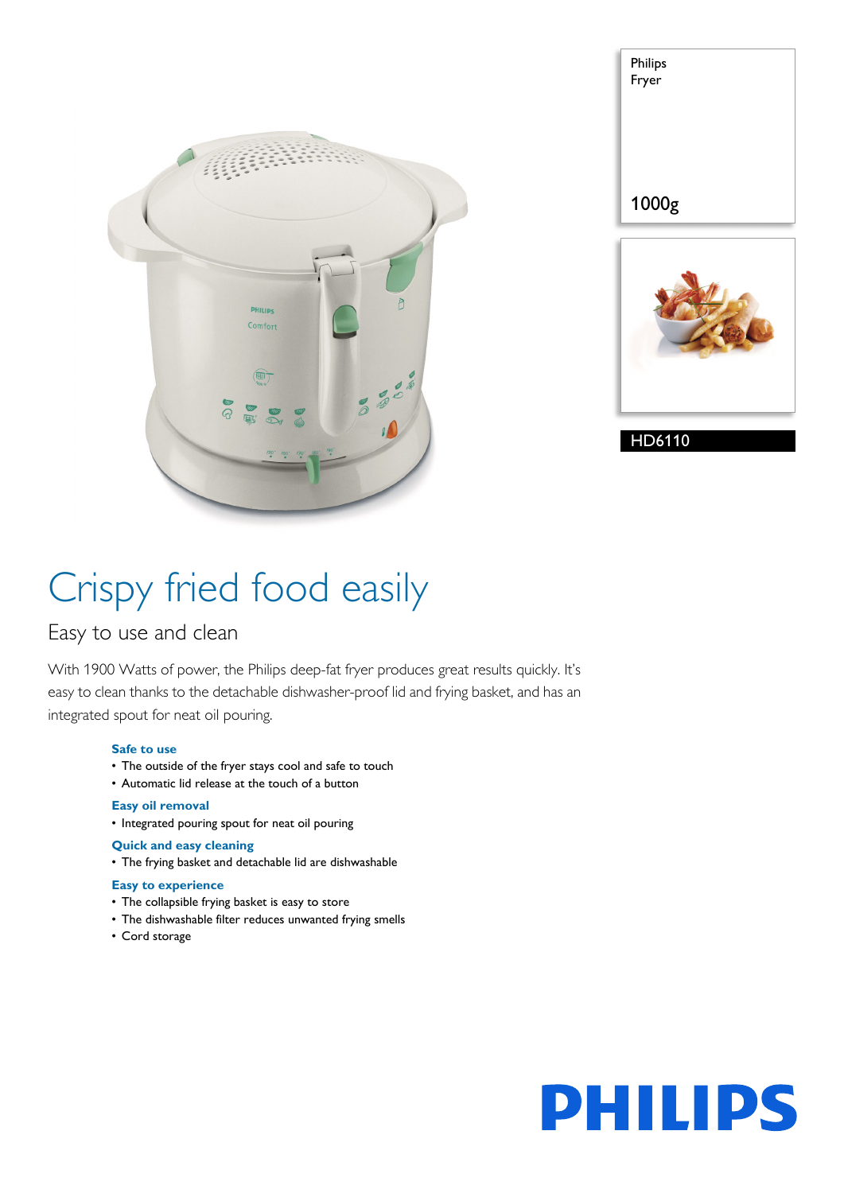Philips
Fryer

1000g

HD6110

# Crispy fried food easily

## Easy to use and clean

With 1900 Watts of power, the Philips deep-fat fryer produces great results quickly. It's easy to clean thanks to the detachable dishwasher-proof lid and frying basket, and has an integrated spout for neat oil pouring.

### Safe to use

- The outside of the fryer stays cool and safe to touch
- Automatic lid release at the touch of a button

### Easy oil removal

- Integrated pouring spout for neat oil pouring

### Quick and easy cleaning

- The frying basket and detachable lid are dishwashable

### Easy to experience

- The collapsible frying basket is easy to store
- The dishwashable filter reduces unwanted frying smells
- Cord storage

PHILIPS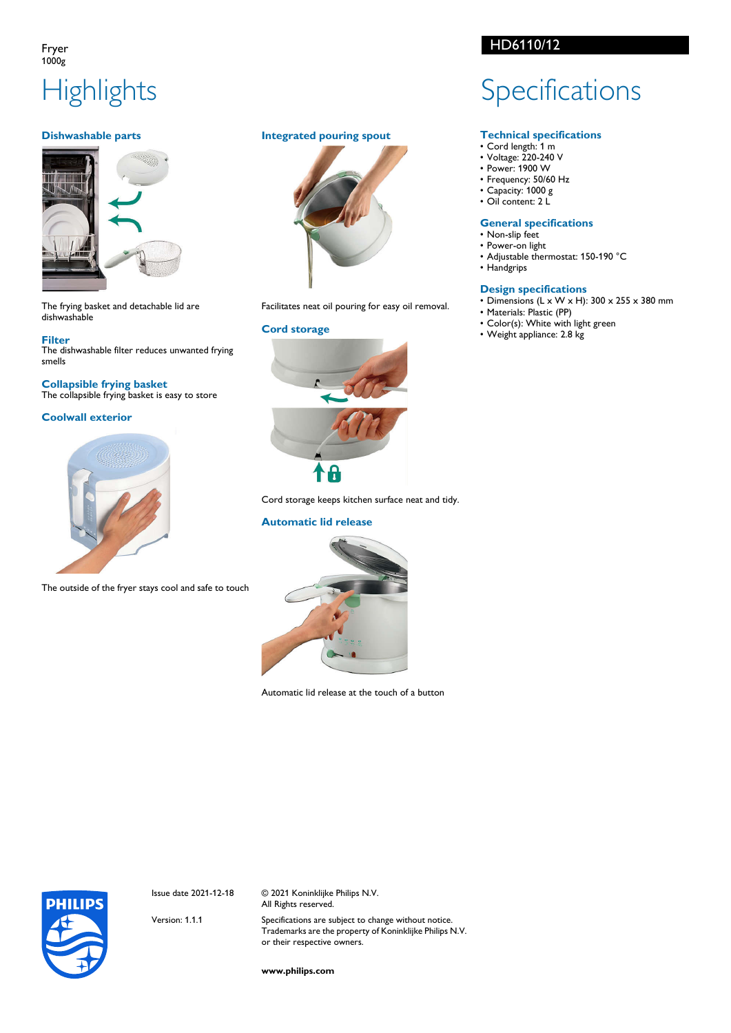Fryer
1000g

HD6110/12

# Highlights

### Dishwashable parts

The frying basket and detachable lid are dishwashable

### Filter

The dishwashable filter reduces unwanted frying smells

### Collapsible frying basket

The collapsible frying basket is easy to store

### Coolwall exterior

The outside of the fryer stays cool and safe to touch

### Integrated pouring spout

Facilitates neat oil pouring for easy oil removal.

### Cord storage

Cord storage keeps kitchen surface neat and tidy.

### Automatic lid release

Automatic lid release at the touch of a button

# Specifications

### Technical specifications

- Cord length: 1 m
- Voltage: 220-240 V
- Power: 1900 W
- Frequency: 50/60 Hz
- Capacity: 1000 g
- Oil content: 2 L

### General specifications

- Non-slip feet
- Power-on light
- Adjustable thermostat: 150-190 °C
- Handgrips

### Design specifications

- Dimensions (L x W x H): 300 x 255 x 380 mm
- Materials: Plastic (PP)
- Color(s): White with light green
- Weight appliance: 2.8 kg

Issue date 2021-12-18

Version: 1.1.1

© 2021 Koninklijke Philips N.V.
All Rights reserved.

Specifications are subject to change without notice. Trademarks are the property of Koninklijke Philips N.V. or their respective owners.

**www.philips.com**